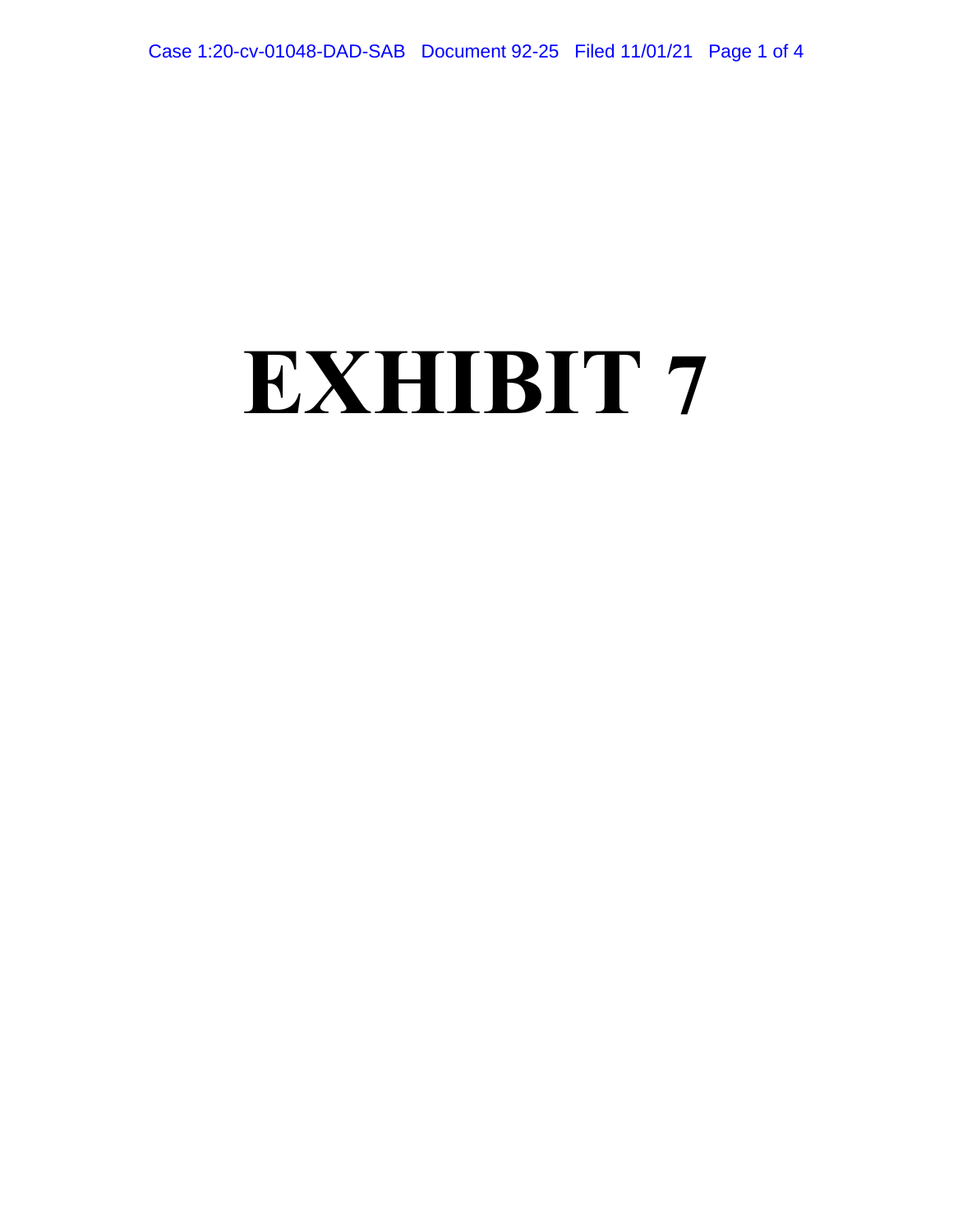# EXHIBIT 7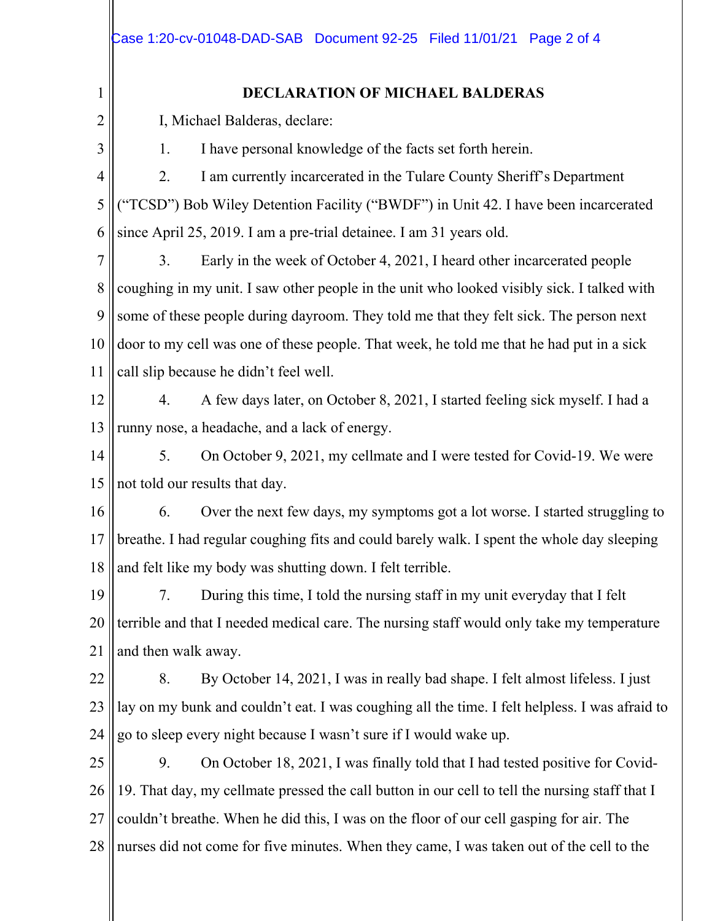**DECLARATION OF MICHAEL BALDERAS**

I, Michael Balderas, declare:

1. I have personal knowledge of the facts set forth herein.

2. I am currently incarcerated in the Tulare County Sheriff's Department ("TCSD") Bob Wiley Detention Facility ("BWDF") in Unit 42. I have been incarcerated since April 25, 2019. I am a pre-trial detainee. I am 31 years old.

3. Early in the week of October 4, 2021, I heard other incarcerated people coughing in my unit. I saw other people in the unit who looked visibly sick. I talked with some of these people during dayroom. They told me that they felt sick. The person next door to my cell was one of these people. That week, he told me that he had put in a sick call slip because he didn't feel well.

4. A few days later, on October 8, 2021, I started feeling sick myself. I had a runny nose, a headache, and a lack of energy.

5. On October 9, 2021, my cellmate and I were tested for Covid-19. We were not told our results that day.

6. Over the next few days, my symptoms got a lot worse. I started struggling to breathe. I had regular coughing fits and could barely walk. I spent the whole day sleeping and felt like my body was shutting down. I felt terrible.

7. During this time, I told the nursing staff in my unit everyday that I felt terrible and that I needed medical care. The nursing staff would only take my temperature and then walk away.

8. By October 14, 2021, I was in really bad shape. I felt almost lifeless. I just lay on my bunk and couldn't eat. I was coughing all the time. I felt helpless. I was afraid to go to sleep every night because I wasn't sure if I would wake up.

9. On October 18, 2021, I was finally told that I had tested positive for Covid-19. That day, my cellmate pressed the call button in our cell to tell the nursing staff that I couldn't breathe. When he did this, I was on the floor of our cell gasping for air. The nurses did not come for five minutes. When they came, I was taken out of the cell to the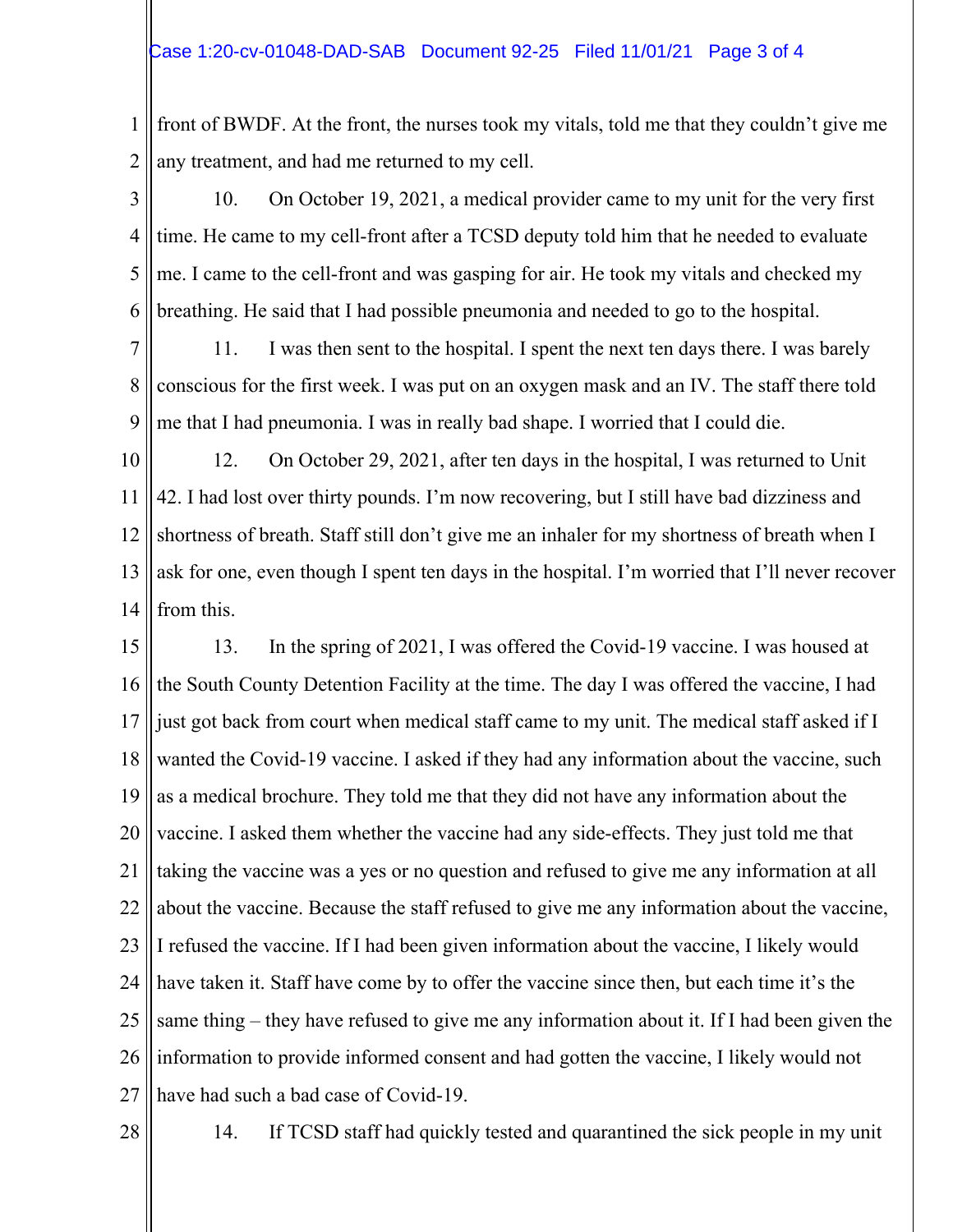front of BWDF. At the front, the nurses took my vitals, told me that they couldn't give me any treatment, and had me returned to my cell.

10. On October 19, 2021, a medical provider came to my unit for the very first time. He came to my cell-front after a TCSD deputy told him that he needed to evaluate me. I came to the cell-front and was gasping for air. He took my vitals and checked my breathing. He said that I had possible pneumonia and needed to go to the hospital.

11. I was then sent to the hospital. I spent the next ten days there. I was barely conscious for the first week. I was put on an oxygen mask and an IV. The staff there told me that I had pneumonia. I was in really bad shape. I worried that I could die.

12. On October 29, 2021, after ten days in the hospital, I was returned to Unit 42. I had lost over thirty pounds. I'm now recovering, but I still have bad dizziness and shortness of breath. Staff still don't give me an inhaler for my shortness of breath when I ask for one, even though I spent ten days in the hospital. I'm worried that I'll never recover from this.

13. In the spring of 2021, I was offered the Covid-19 vaccine. I was housed at the South County Detention Facility at the time. The day I was offered the vaccine, I had just got back from court when medical staff came to my unit. The medical staff asked if I wanted the Covid-19 vaccine. I asked if they had any information about the vaccine, such as a medical brochure. They told me that they did not have any information about the vaccine. I asked them whether the vaccine had any side-effects. They just told me that taking the vaccine was a yes or no question and refused to give me any information at all about the vaccine. Because the staff refused to give me any information about the vaccine, I refused the vaccine. If I had been given information about the vaccine, I likely would have taken it. Staff have come by to offer the vaccine since then, but each time it's the same thing – they have refused to give me any information about it. If I had been given the information to provide informed consent and had gotten the vaccine, I likely would not have had such a bad case of Covid-19.

14. If TCSD staff had quickly tested and quarantined the sick people in my unit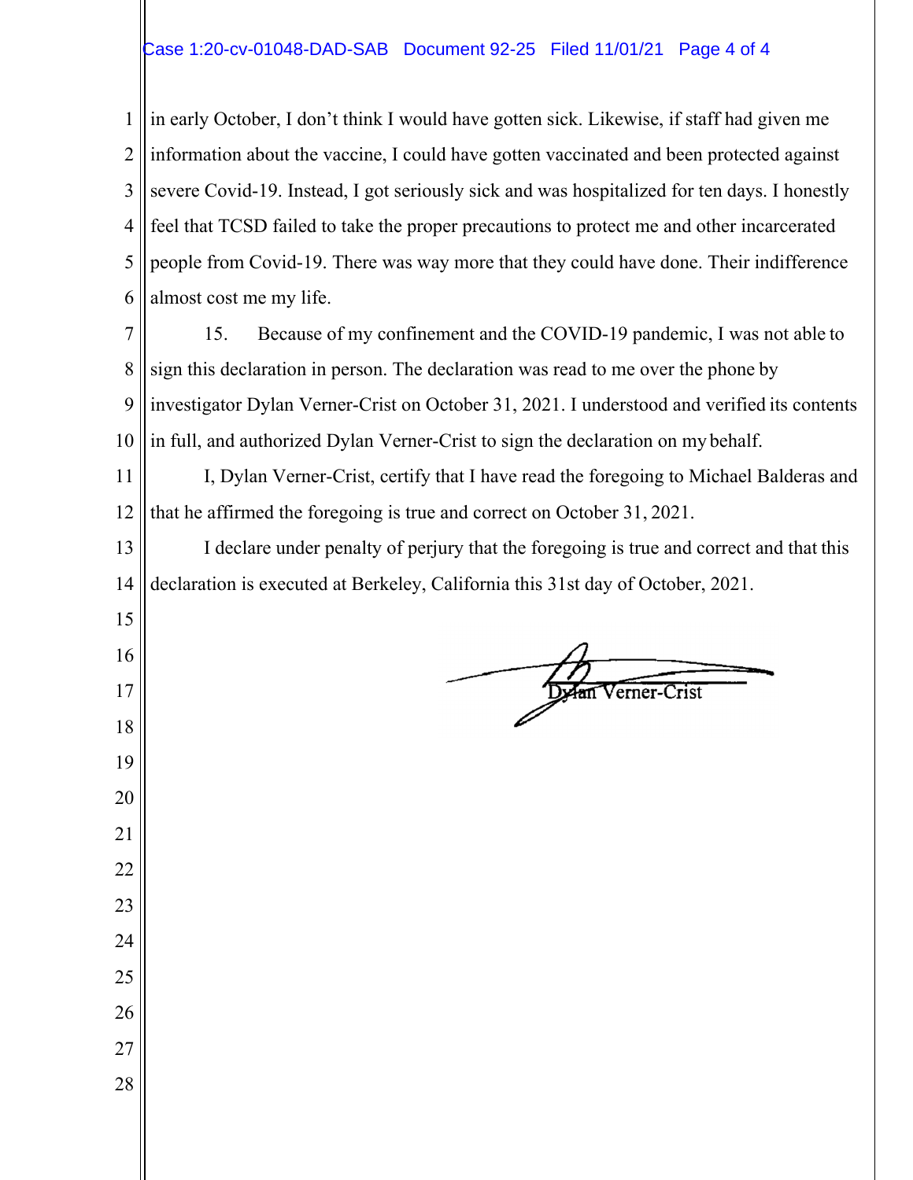in early October, I don't think I would have gotten sick. Likewise, if staff had given me information about the vaccine, I could have gotten vaccinated and been protected against severe Covid-19. Instead, I got seriously sick and was hospitalized for ten days. I honestly feel that TCSD failed to take the proper precautions to protect me and other incarcerated people from Covid-19. There was way more that they could have done. Their indifference almost cost me my life.

15. Because of my confinement and the COVID-19 pandemic, I was not able to sign this declaration in person. The declaration was read to me over the phone by investigator Dylan Verner-Crist on October 31, 2021. I understood and verified its contents in full, and authorized Dylan Verner-Crist to sign the declaration on my behalf.

I, Dylan Verner-Crist, certify that I have read the foregoing to Michael Balderas and that he affirmed the foregoing is true and correct on October 31, 2021.

I declare under penalty of perjury that the foregoing is true and correct and that this declaration is executed at Berkeley, California this 31st day of October, 2021.

Dylan Verner-Crist